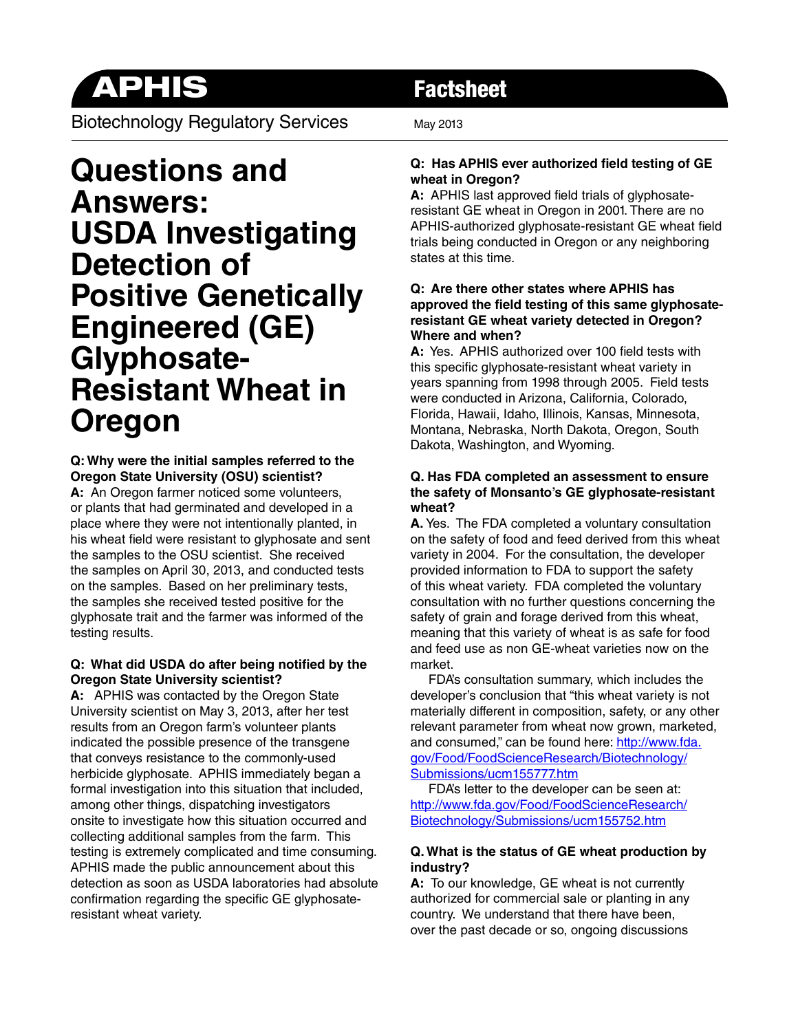**APHIS** **Factsheet**

Biotechnology Regulatory Services May 2013

# Questions and Answers: USDA Investigating Detection of Positive Genetically Engineered (GE) Glyphosate-Resistant Wheat in Oregon

**Q: Why were the initial samples referred to the Oregon State University (OSU) scientist?**

**A:** An Oregon farmer noticed some volunteers, or plants that had germinated and developed in a place where they were not intentionally planted, in his wheat field were resistant to glyphosate and sent the samples to the OSU scientist. She received the samples on April 30, 2013, and conducted tests on the samples. Based on her preliminary tests, the samples she received tested positive for the glyphosate trait and the farmer was informed of the testing results.

**Q: What did USDA do after being notified by the Oregon State University scientist?**

**A:** APHIS was contacted by the Oregon State University scientist on May 3, 2013, after her test results from an Oregon farm's volunteer plants indicated the possible presence of the transgene that conveys resistance to the commonly-used herbicide glyphosate. APHIS immediately began a formal investigation into this situation that included, among other things, dispatching investigators onsite to investigate how this situation occurred and collecting additional samples from the farm. This testing is extremely complicated and time consuming. APHIS made the public announcement about this detection as soon as USDA laboratories had absolute confirmation regarding the specific GE glyphosate-resistant wheat variety.

**Q: Has APHIS ever authorized field testing of GE wheat in Oregon?**

**A:** APHIS last approved field trials of glyphosate-resistant GE wheat in Oregon in 2001. There are no APHIS-authorized glyphosate-resistant GE wheat field trials being conducted in Oregon or any neighboring states at this time.

**Q: Are there other states where APHIS has approved the field testing of this same glyphosate-resistant GE wheat variety detected in Oregon? Where and when?**

**A:** Yes. APHIS authorized over 100 field tests with this specific glyphosate-resistant wheat variety in years spanning from 1998 through 2005. Field tests were conducted in Arizona, California, Colorado, Florida, Hawaii, Idaho, Illinois, Kansas, Minnesota, Montana, Nebraska, North Dakota, Oregon, South Dakota, Washington, and Wyoming.

**Q. Has FDA completed an assessment to ensure the safety of Monsanto's GE glyphosate-resistant wheat?**

**A.** Yes. The FDA completed a voluntary consultation on the safety of food and feed derived from this wheat variety in 2004. For the consultation, the developer provided information to FDA to support the safety of this wheat variety. FDA completed the voluntary consultation with no further questions concerning the safety of grain and forage derived from this wheat, meaning that this variety of wheat is as safe for food and feed use as non GE-wheat varieties now on the market.

FDA's consultation summary, which includes the developer's conclusion that "this wheat variety is not materially different in composition, safety, or any other relevant parameter from wheat now grown, marketed, and consumed," can be found here: http://www.fda.gov/Food/FoodScienceResearch/Biotechnology/Submissions/ucm155777.htm

FDA's letter to the developer can be seen at: http://www.fda.gov/Food/FoodScienceResearch/Biotechnology/Submissions/ucm155752.htm

**Q. What is the status of GE wheat production by industry?**

**A:** To our knowledge, GE wheat is not currently authorized for commercial sale or planting in any country. We understand that there have been, over the past decade or so, ongoing discussions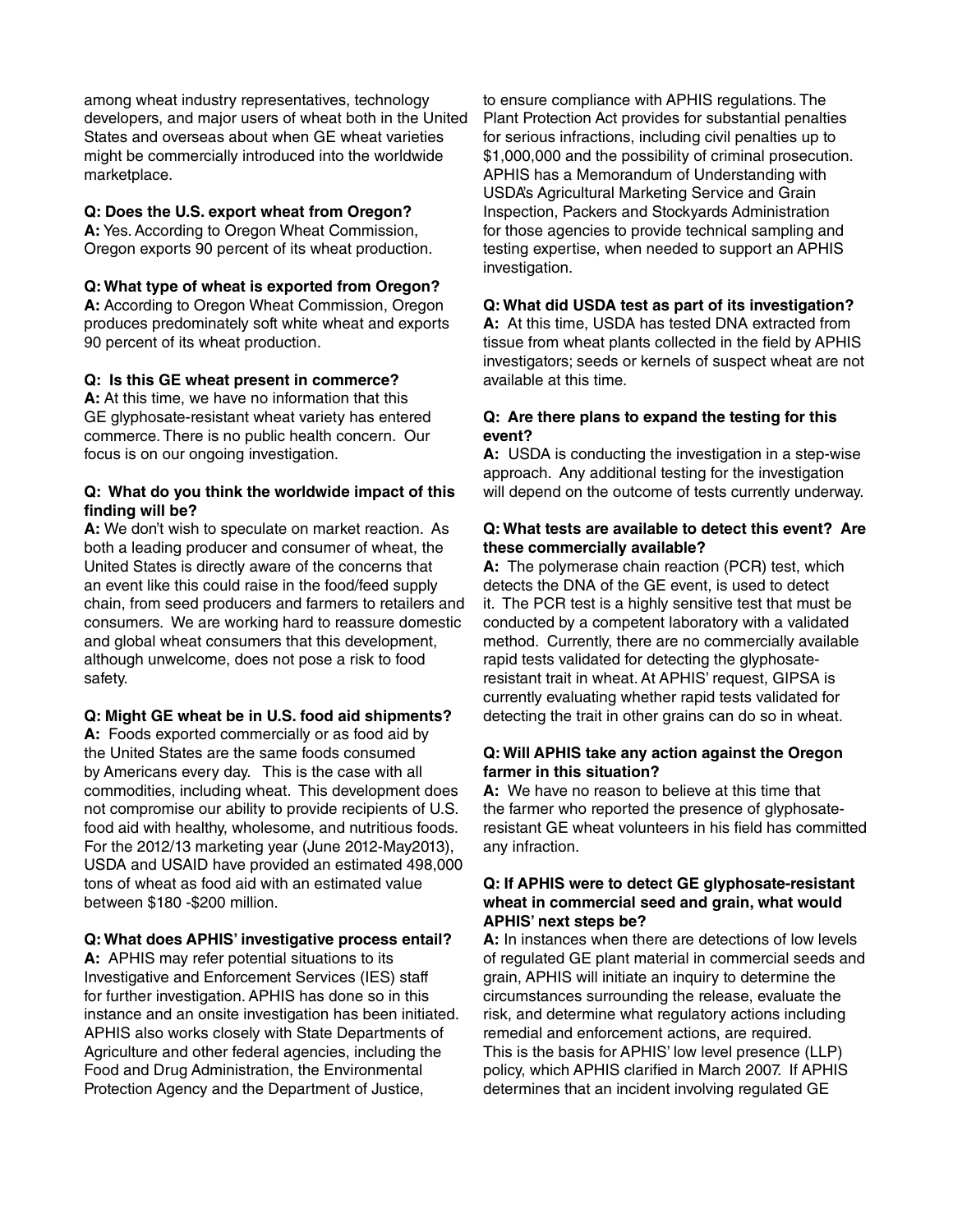among wheat industry representatives, technology developers, and major users of wheat both in the United States and overseas about when GE wheat varieties might be commercially introduced into the worldwide marketplace.

**Q: Does the U.S. export wheat from Oregon?**
**A:** Yes. According to Oregon Wheat Commission, Oregon exports 90 percent of its wheat production.

**Q: What type of wheat is exported from Oregon?**
**A:** According to Oregon Wheat Commission, Oregon produces predominately soft white wheat and exports 90 percent of its wheat production.

**Q: Is this GE wheat present in commerce?**
**A:** At this time, we have no information that this GE glyphosate-resistant wheat variety has entered commerce. There is no public health concern. Our focus is on our ongoing investigation.

**Q: What do you think the worldwide impact of this finding will be?**
**A:** We don't wish to speculate on market reaction. As both a leading producer and consumer of wheat, the United States is directly aware of the concerns that an event like this could raise in the food/feed supply chain, from seed producers and farmers to retailers and consumers. We are working hard to reassure domestic and global wheat consumers that this development, although unwelcome, does not pose a risk to food safety.

**Q: Might GE wheat be in U.S. food aid shipments?**
**A:** Foods exported commercially or as food aid by the United States are the same foods consumed by Americans every day. This is the case with all commodities, including wheat. This development does not compromise our ability to provide recipients of U.S. food aid with healthy, wholesome, and nutritious foods. For the 2012/13 marketing year (June 2012-May2013), USDA and USAID have provided an estimated 498,000 tons of wheat as food aid with an estimated value between $180 -$200 million.

**Q: What does APHIS' investigative process entail?**
**A:** APHIS may refer potential situations to its Investigative and Enforcement Services (IES) staff for further investigation. APHIS has done so in this instance and an onsite investigation has been initiated. APHIS also works closely with State Departments of Agriculture and other federal agencies, including the Food and Drug Administration, the Environmental Protection Agency and the Department of Justice, to ensure compliance with APHIS regulations. The Plant Protection Act provides for substantial penalties for serious infractions, including civil penalties up to $1,000,000 and the possibility of criminal prosecution. APHIS has a Memorandum of Understanding with USDA's Agricultural Marketing Service and Grain Inspection, Packers and Stockyards Administration for those agencies to provide technical sampling and testing expertise, when needed to support an APHIS investigation.

**Q: What did USDA test as part of its investigation?**
**A:** At this time, USDA has tested DNA extracted from tissue from wheat plants collected in the field by APHIS investigators; seeds or kernels of suspect wheat are not available at this time.

**Q: Are there plans to expand the testing for this event?**
**A:** USDA is conducting the investigation in a step-wise approach. Any additional testing for the investigation will depend on the outcome of tests currently underway.

**Q: What tests are available to detect this event? Are these commercially available?**
**A:** The polymerase chain reaction (PCR) test, which detects the DNA of the GE event, is used to detect it. The PCR test is a highly sensitive test that must be conducted by a competent laboratory with a validated method. Currently, there are no commercially available rapid tests validated for detecting the glyphosate-resistant trait in wheat. At APHIS' request, GIPSA is currently evaluating whether rapid tests validated for detecting the trait in other grains can do so in wheat.

**Q: Will APHIS take any action against the Oregon farmer in this situation?**
**A:** We have no reason to believe at this time that the farmer who reported the presence of glyphosate-resistant GE wheat volunteers in his field has committed any infraction.

**Q: If APHIS were to detect GE glyphosate-resistant wheat in commercial seed and grain, what would APHIS' next steps be?**
**A:** In instances when there are detections of low levels of regulated GE plant material in commercial seeds and grain, APHIS will initiate an inquiry to determine the circumstances surrounding the release, evaluate the risk, and determine what regulatory actions including remedial and enforcement actions, are required. This is the basis for APHIS' low level presence (LLP) policy, which APHIS clarified in March 2007. If APHIS determines that an incident involving regulated GE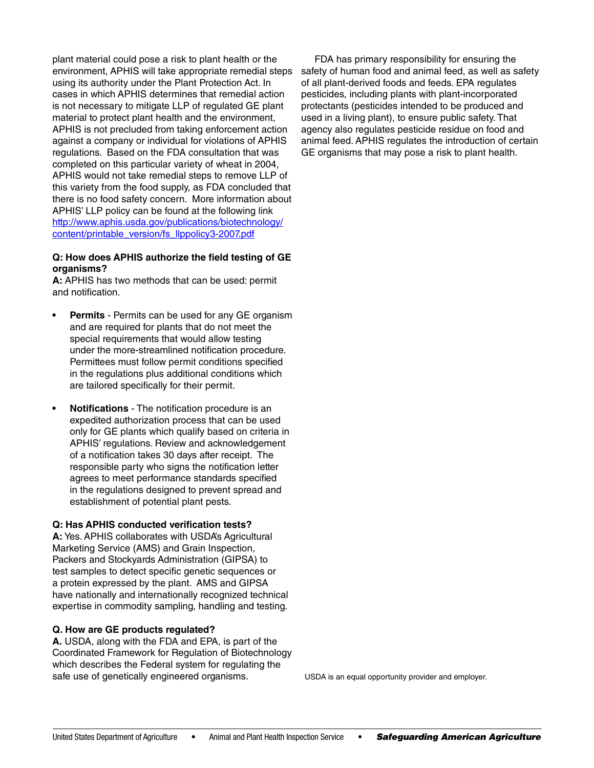plant material could pose a risk to plant health or the environment, APHIS will take appropriate remedial steps using its authority under the Plant Protection Act. In cases in which APHIS determines that remedial action is not necessary to mitigate LLP of regulated GE plant material to protect plant health and the environment, APHIS is not precluded from taking enforcement action against a company or individual for violations of APHIS regulations. Based on the FDA consultation that was completed on this particular variety of wheat in 2004, APHIS would not take remedial steps to remove LLP of this variety from the food supply, as FDA concluded that there is no food safety concern. More information about APHIS' LLP policy can be found at the following link http://www.aphis.usda.gov/publications/biotechnology/content/printable_version/fs_llppolicy3-2007.pdf

**Q: How does APHIS authorize the field testing of GE organisms?**
**A:** APHIS has two methods that can be used: permit and notification.

- **Permits** - Permits can be used for any GE organism and are required for plants that do not meet the special requirements that would allow testing under the more-streamlined notification procedure. Permittees must follow permit conditions specified in the regulations plus additional conditions which are tailored specifically for their permit.

- **Notifications** - The notification procedure is an expedited authorization process that can be used only for GE plants which qualify based on criteria in APHIS' regulations. Review and acknowledgement of a notification takes 30 days after receipt. The responsible party who signs the notification letter agrees to meet performance standards specified in the regulations designed to prevent spread and establishment of potential plant pests.

**Q: Has APHIS conducted verification tests?**
**A:** Yes. APHIS collaborates with USDA's Agricultural Marketing Service (AMS) and Grain Inspection, Packers and Stockyards Administration (GIPSA) to test samples to detect specific genetic sequences or a protein expressed by the plant. AMS and GIPSA have nationally and internationally recognized technical expertise in commodity sampling, handling and testing.

**Q. How are GE products regulated?**
**A.** USDA, along with the FDA and EPA, is part of the Coordinated Framework for Regulation of Biotechnology which describes the Federal system for regulating the safe use of genetically engineered organisms.

FDA has primary responsibility for ensuring the safety of human food and animal feed, as well as safety of all plant-derived foods and feeds. EPA regulates pesticides, including plants with plant-incorporated protectants (pesticides intended to be produced and used in a living plant), to ensure public safety. That agency also regulates pesticide residue on food and animal feed. APHIS regulates the introduction of certain GE organisms that may pose a risk to plant health.

USDA is an equal opportunity provider and employer.